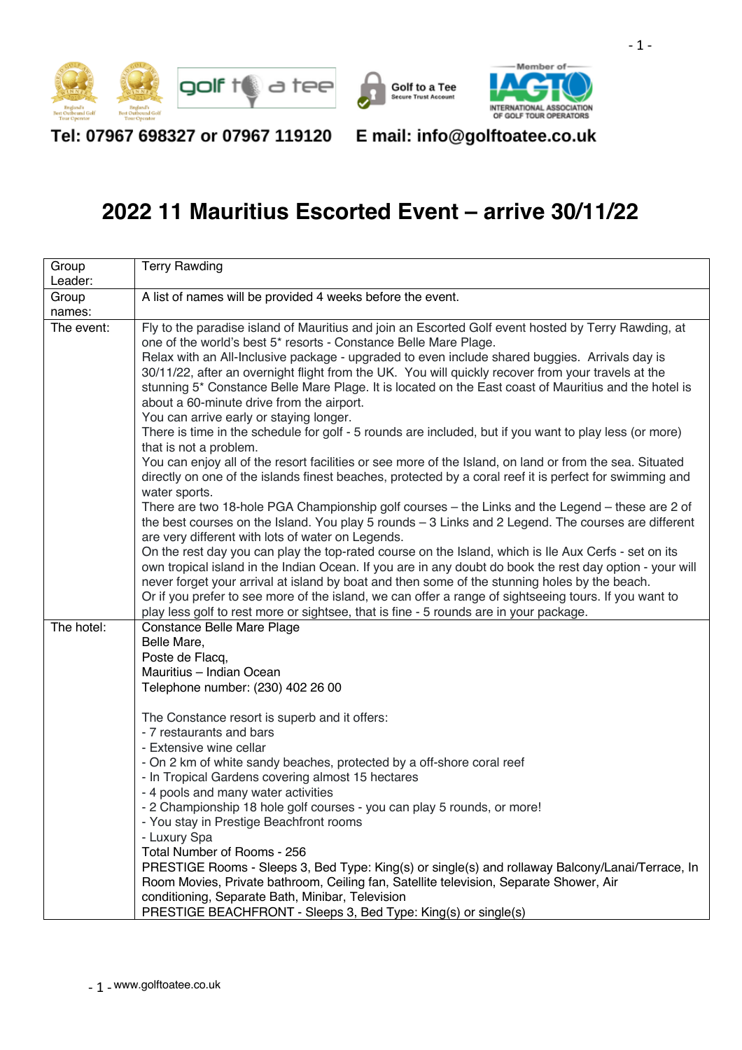Tel: 07967 698327 or 07967 119120 E mail: info@golftoatee.co.uk

# 2022 11 Mauritius Escorted Event – arrive 30/11/22

| | |
|---|---|
| Group Leader: | Terry Rawding |
| Group names: | A list of names will be provided 4 weeks before the event. |
| The event: | Fly to the paradise island of Mauritius and join an Escorted Golf event hosted by Terry Rawding, at one of the world's best 5* resorts - Constance Belle Mare Plage.<br>Relax with an All-Inclusive package - upgraded to even include shared buggies. Arrivals day is 30/11/22, after an overnight flight from the UK. You will quickly recover from your travels at the stunning 5* Constance Belle Mare Plage. It is located on the East coast of Mauritius and the hotel is about a 60-minute drive from the airport.<br>You can arrive early or staying longer.<br>There is time in the schedule for golf - 5 rounds are included, but if you want to play less (or more) that is not a problem.<br>You can enjoy all of the resort facilities or see more of the Island, on land or from the sea. Situated directly on one of the islands finest beaches, protected by a coral reef it is perfect for swimming and water sports.<br>There are two 18-hole PGA Championship golf courses – the Links and the Legend – these are 2 of the best courses on the Island. You play 5 rounds – 3 Links and 2 Legend. The courses are different are very different with lots of water on Legends.<br>On the rest day you can play the top-rated course on the Island, which is Ile Aux Cerfs - set on its own tropical island in the Indian Ocean. If you are in any doubt do book the rest day option - your will never forget your arrival at island by boat and then some of the stunning holes by the beach.<br>Or if you prefer to see more of the island, we can offer a range of sightseeing tours. If you want to play less golf to rest more or sightsee, that is fine - 5 rounds are in your package. |
| The hotel: | Constance Belle Mare Plage<br>Belle Mare,<br>Poste de Flacq,<br>Mauritius – Indian Ocean<br>Telephone number: (230) 402 26 00<br><br>The Constance resort is superb and it offers:<br>- 7 restaurants and bars<br>- Extensive wine cellar<br>- On 2 km of white sandy beaches, protected by a off-shore coral reef<br>- In Tropical Gardens covering almost 15 hectares<br>- 4 pools and many water activities<br>- 2 Championship 18 hole golf courses - you can play 5 rounds, or more!<br>- You stay in Prestige Beachfront rooms<br>- Luxury Spa<br>Total Number of Rooms - 256<br>PRESTIGE Rooms - Sleeps 3, Bed Type: King(s) or single(s) and rollaway Balcony/Lanai/Terrace, In Room Movies, Private bathroom, Ceiling fan, Satellite television, Separate Shower, Air conditioning, Separate Bath, Minibar, Television<br>PRESTIGE BEACHFRONT - Sleeps 3, Bed Type: King(s) or single(s) |

www.golftoatee.co.uk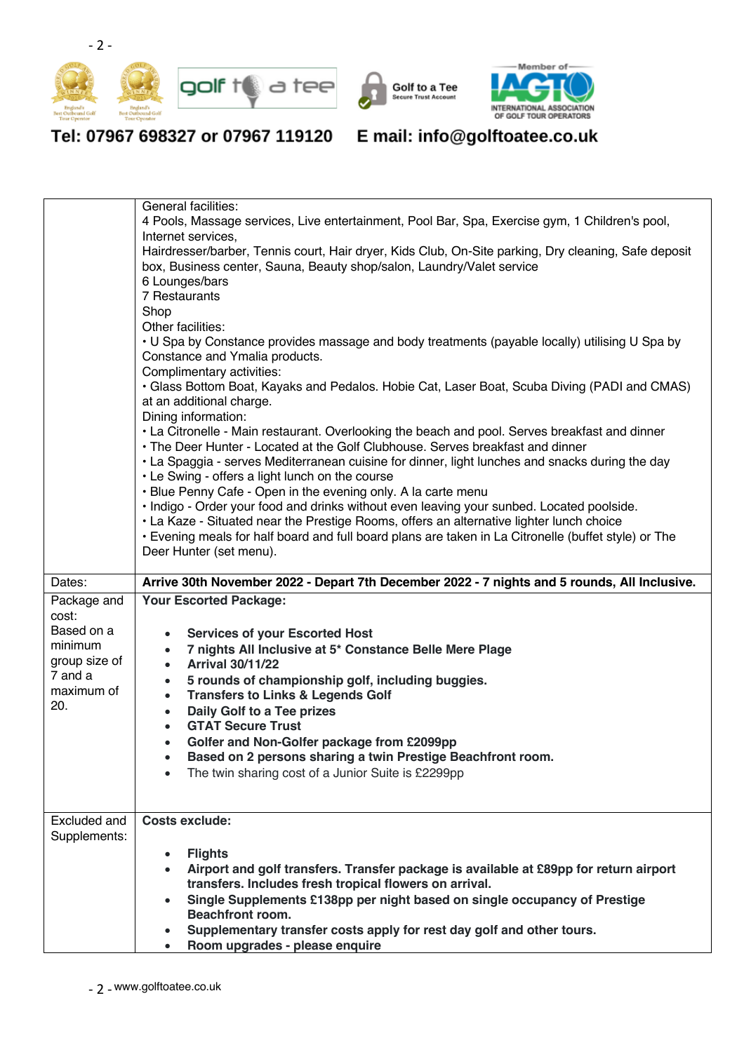Tel: 07967 698327 or 07967 119120 E mail: info@golftoatee.co.uk

| | |
|---|---|
| | General facilities:<br>4 Pools, Massage services, Live entertainment, Pool Bar, Spa, Exercise gym, 1 Children's pool, Internet services,<br>Hairdresser/barber, Tennis court, Hair dryer, Kids Club, On-Site parking, Dry cleaning, Safe deposit box, Business center, Sauna, Beauty shop/salon, Laundry/Valet service<br>6 Lounges/bars<br>7 Restaurants<br>Shop<br>Other facilities:<br>• U Spa by Constance provides massage and body treatments (payable locally) utilising U Spa by Constance and Ymalia products.<br>Complimentary activities:<br>• Glass Bottom Boat, Kayaks and Pedalos. Hobie Cat, Laser Boat, Scuba Diving (PADI and CMAS) at an additional charge.<br>Dining information:<br>• La Citronelle - Main restaurant. Overlooking the beach and pool. Serves breakfast and dinner<br>• The Deer Hunter - Located at the Golf Clubhouse. Serves breakfast and dinner<br>• La Spaggia - serves Mediterranean cuisine for dinner, light lunches and snacks during the day<br>• Le Swing - offers a light lunch on the course<br>• Blue Penny Cafe - Open in the evening only. A la carte menu<br>• Indigo - Order your food and drinks without even leaving your sunbed. Located poolside.<br>• La Kaze - Situated near the Prestige Rooms, offers an alternative lighter lunch choice<br>• Evening meals for half board and full board plans are taken in La Citronelle (buffet style) or The Deer Hunter (set menu). |
| Dates: | **Arrive 30th November 2022 - Depart 7th December 2022 - 7 nights and 5 rounds, All Inclusive.** |
| Package and cost:<br>Based on a minimum group size of 7 and a maximum of 20. | **Your Escorted Package:**<br>• **Services of your Escorted Host**<br>• **7 nights All Inclusive at 5* Constance Belle Mere Plage**<br>• **Arrival 30/11/22**<br>• **5 rounds of championship golf, including buggies.**<br>• **Transfers to Links & Legends Golf**<br>• **Daily Golf to a Tee prizes**<br>• **GTAT Secure Trust**<br>• **Golfer and Non-Golfer package from £2099pp**<br>• **Based on 2 persons sharing a twin Prestige Beachfront room.**<br>• The twin sharing cost of a Junior Suite is £2299pp |
| Excluded and Supplements: | **Costs exclude:**<br>• **Flights**<br>• **Airport and golf transfers. Transfer package is available at £89pp for return airport transfers. Includes fresh tropical flowers on arrival.**<br>• **Single Supplements £138pp per night based on single occupancy of Prestige Beachfront room.**<br>• **Supplementary transfer costs apply for rest day golf and other tours.**<br>• **Room upgrades - please enquire** |

www.golftoatee.co.uk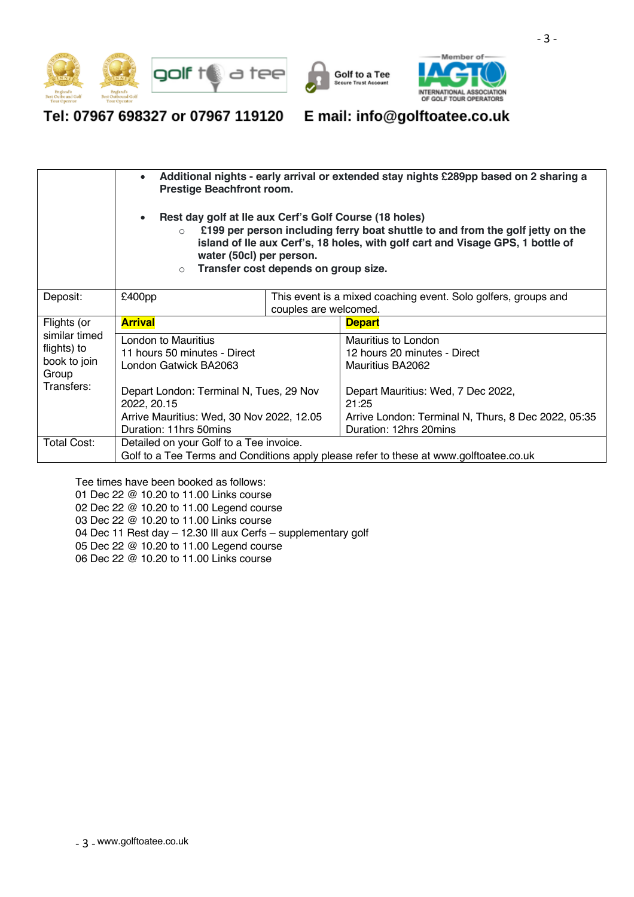Tel: 07967 698327 or 07967 119120 E mail: info@golftoatee.co.uk

| | | | |
|---|---|---|---|
| | <ul><li>**Additional nights - early arrival or extended stay nights £289pp based on 2 sharing a Prestige Beachfront room.**</li><li>**Rest day golf at Ile aux Cerf's Golf Course (18 holes)**<ul><li>**£199 per person including ferry boat shuttle to and from the golf jetty on the island of Ile aux Cerf's, 18 holes, with golf cart and Visage GPS, 1 bottle of water (50cl) per person.**</li><li>**Transfer cost depends on group size.**</li></ul></li></ul> | | |
| Deposit: | £400pp | This event is a mixed coaching event. Solo golfers, groups and couples are welcomed. | |
| Flights (or similar timed flights) to book to join Group Transfers: | **Arrival** | | **Depart** |
| | London to Mauritius<br>11 hours 50 minutes - Direct<br>London Gatwick BA2063<br><br>Depart London: Terminal N, Tues, 29 Nov 2022, 20.15<br>Arrive Mauritius: Wed, 30 Nov 2022, 12.05<br>Duration: 11hrs 50mins | | Mauritius to London<br>12 hours 20 minutes - Direct<br>Mauritius BA2062<br><br>Depart Mauritius: Wed, 7 Dec 2022, 21:25<br>Arrive London: Terminal N, Thurs, 8 Dec 2022, 05:35<br>Duration: 12hrs 20mins |
| Total Cost: | Detailed on your Golf to a Tee invoice.<br>Golf to a Tee Terms and Conditions apply please refer to these at www.golftoatee.co.uk | | |

Tee times have been booked as follows:
01 Dec 22 @ 10.20 to 11.00 Links course
02 Dec 22 @ 10.20 to 11.00 Legend course
03 Dec 22 @ 10.20 to 11.00 Links course
04 Dec 11 Rest day – 12.30 Ill aux Cerfs – supplementary golf
05 Dec 22 @ 10.20 to 11.00 Legend course
06 Dec 22 @ 10.20 to 11.00 Links course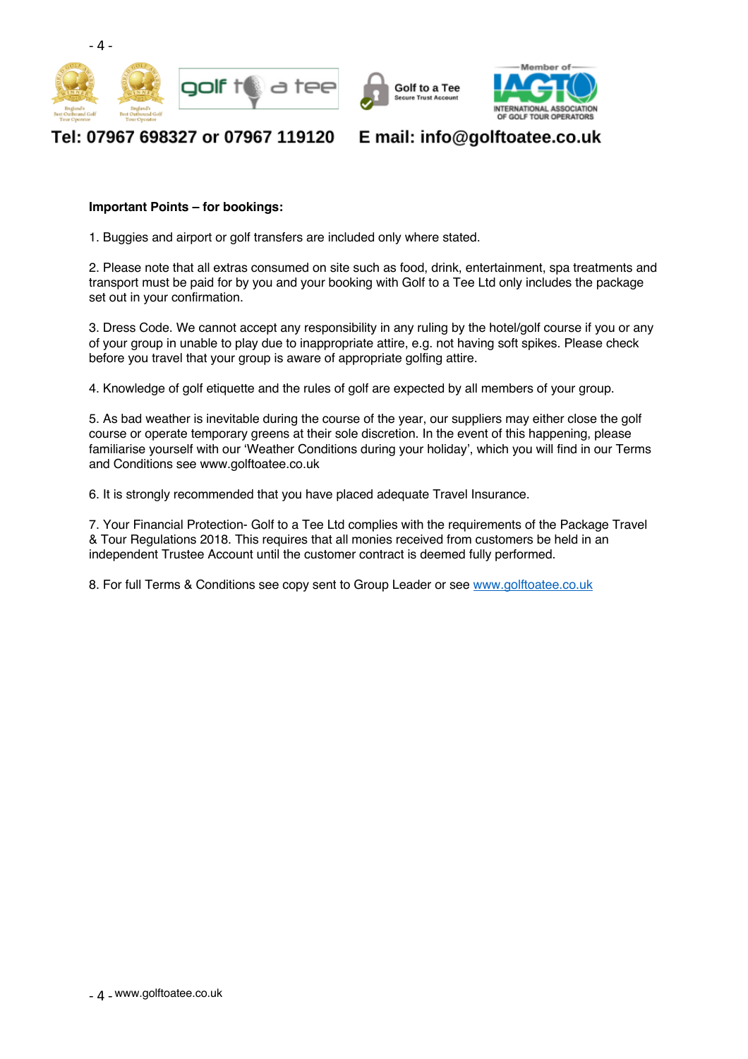Tel: 07967 698327 or 07967 119120 E mail: info@golftoatee.co.uk

**Important Points – for bookings:**

1. Buggies and airport or golf transfers are included only where stated.

2. Please note that all extras consumed on site such as food, drink, entertainment, spa treatments and transport must be paid for by you and your booking with Golf to a Tee Ltd only includes the package set out in your confirmation.

3. Dress Code. We cannot accept any responsibility in any ruling by the hotel/golf course if you or any of your group in unable to play due to inappropriate attire, e.g. not having soft spikes. Please check before you travel that your group is aware of appropriate golfing attire.

4. Knowledge of golf etiquette and the rules of golf are expected by all members of your group.

5. As bad weather is inevitable during the course of the year, our suppliers may either close the golf course or operate temporary greens at their sole discretion. In the event of this happening, please familiarise yourself with our 'Weather Conditions during your holiday', which you will find in our Terms and Conditions see www.golftoatee.co.uk

6. It is strongly recommended that you have placed adequate Travel Insurance.

7. Your Financial Protection- Golf to a Tee Ltd complies with the requirements of the Package Travel & Tour Regulations 2018. This requires that all monies received from customers be held in an independent Trustee Account until the customer contract is deemed fully performed.

8. For full Terms & Conditions see copy sent to Group Leader or see www.golftoatee.co.uk